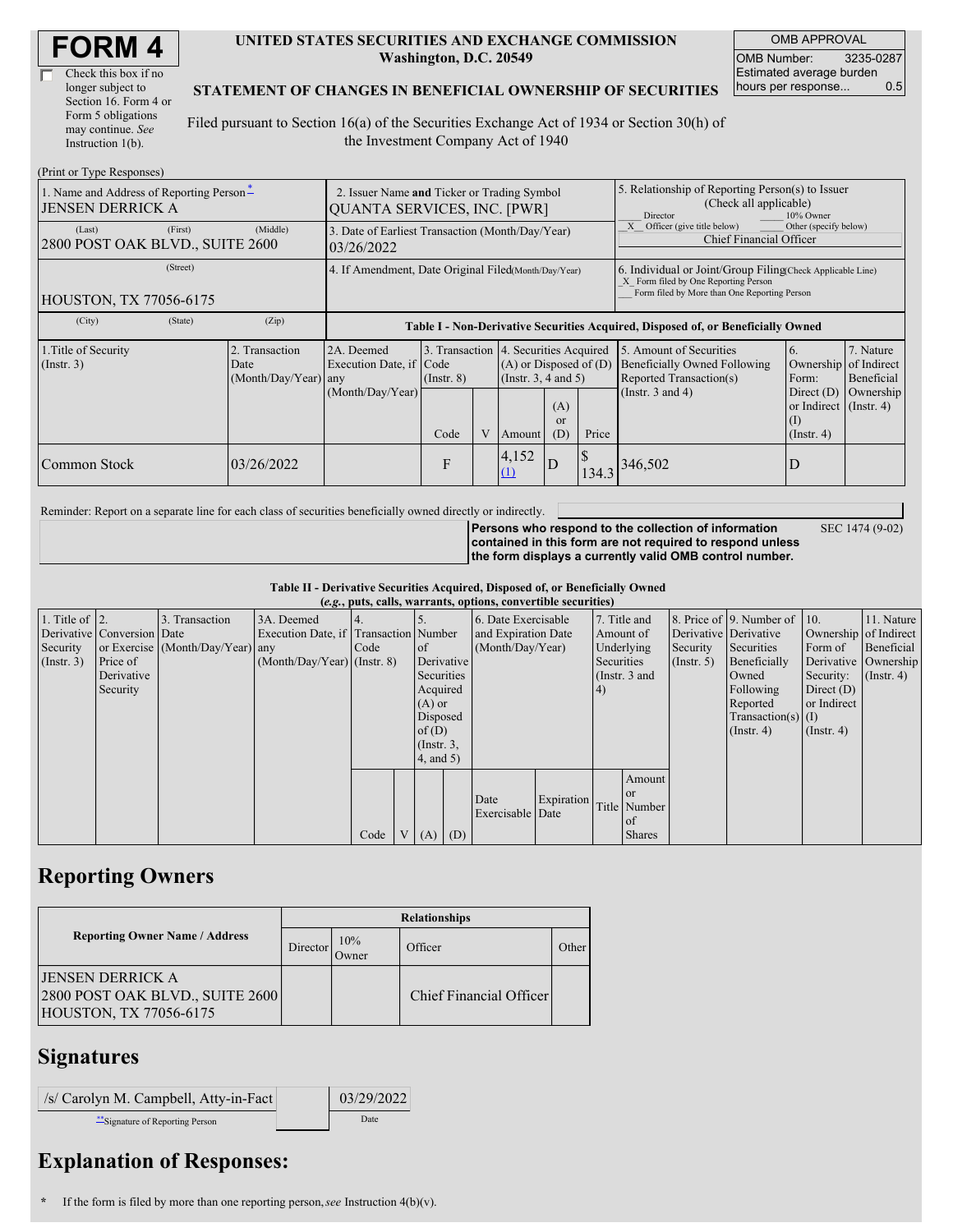# FORM 4

☐ Check this box if no longer subject to Section 16. Form 4 or Form 5 obligations may continue. *See* Instruction 1(b).

**UNITED STATES SECURITIES AND EXCHANGE COMMISSION**
**Washington, D.C. 20549**

**STATEMENT OF CHANGES IN BENEFICIAL OWNERSHIP OF SECURITIES**

Filed pursuant to Section 16(a) of the Securities Exchange Act of 1934 or Section 30(h) of the Investment Company Act of 1940

| OMB APPROVAL | |
|---|---|
| OMB Number: | 3235-0287 |
| Estimated average burden hours per response... | 0.5 |

(Print or Type Responses)

| 1. Name and Address of Reporting Person * | 2. Issuer Name and Ticker or Trading Symbol | 5. Relationship of Reporting Person(s) to Issuer (Check all applicable) |
|---|---|---|
| JENSEN DERRICK A | QUANTA SERVICES, INC. [PWR] | ___ Director ___ 10% Owner _X_ Officer (give title below) ___ Other (specify below) |
| (Last) (First) (Middle) 2800 POST OAK BLVD., SUITE 2600 | 3. Date of Earliest Transaction (Month/Day/Year) 03/26/2022 | Chief Financial Officer |
| (Street) HOUSTON, TX 77056-6175 | 4. If Amendment, Date Original Filed (Month/Day/Year) | 6. Individual or Joint/Group Filing (Check Applicable Line) _X_ Form filed by One Reporting Person ___ Form filed by More than One Reporting Person |
| (City) (State) (Zip) | | |

**Table I - Non-Derivative Securities Acquired, Disposed of, or Beneficially Owned**

| 1.Title of Security (Instr. 3) | 2. Transaction Date (Month/Day/Year) | 2A. Deemed Execution Date, if any (Month/Day/Year) | 3. Transaction Code (Instr. 8) | | 4. Securities Acquired (A) or Disposed of (D) (Instr. 3, 4 and 5) | | | 5. Amount of Securities Beneficially Owned Following Reported Transaction(s) (Instr. 3 and 4) | 6. Ownership Form: Direct (D) or Indirect (I) (Instr. 4) | 7. Nature of Indirect Beneficial Ownership (Instr. 4) |
|---|---|---|---|---|---|---|---|---|---|---|
| | | | Code | V | Amount | (A) or (D) | Price | | | |
| Common Stock | 03/26/2022 | | F | | 4,152 (1) | D | $ 134.3 | 346,502 | D | |

Reminder: Report on a separate line for each class of securities beneficially owned directly or indirectly.

**Persons who respond to the collection of information contained in this form are not required to respond unless the form displays a currently valid OMB control number.** SEC 1474 (9-02)

**Table II - Derivative Securities Acquired, Disposed of, or Beneficially Owned**
***(e.g., puts, calls, warrants, options, convertible securities)***

| 1. Title of Derivative Security (Instr. 3) | 2. Conversion or Exercise Price of Derivative Security | 3. Transaction Date (Month/Day/Year) | 3A. Deemed Execution Date, if any (Month/Day/Year) | 4. Transaction Code (Instr. 8) | | 5. Number of Derivative Securities Acquired (A) or Disposed of (D) (Instr. 3, 4, and 5) | | 6. Date Exercisable and Expiration Date (Month/Day/Year) | | 7. Title and Amount of Underlying Securities (Instr. 3 and 4) | | 8. Price of Derivative Security (Instr. 5) | 9. Number of Derivative Securities Beneficially Owned Following Reported Transaction(s) (Instr. 4) | 10. Ownership Form of Derivative Security: Direct (D) or Indirect (I) (Instr. 4) | 11. Nature of Indirect Beneficial Ownership (Instr. 4) |
|---|---|---|---|---|---|---|---|---|---|---|---|---|---|---|---|
| | | | | Code | V | (A) | (D) | Date Exercisable | Expiration Date | Title | Amount or Number of Shares | | | | |

## Reporting Owners

| Reporting Owner Name / Address | Relationships | | | |
|---|---|---|---|---|
| | Director | 10% Owner | Officer | Other |
| JENSEN DERRICK A 2800 POST OAK BLVD., SUITE 2600 HOUSTON, TX 77056-6175 | | | Chief Financial Officer | |

## Signatures

| /s/ Carolyn M. Campbell, Atty-in-Fact | 03/29/2022 |
|---|---|
| **Signature of Reporting Person | Date |

## Explanation of Responses:

\* If the form is filed by more than one reporting person, *see* Instruction 4(b)(v).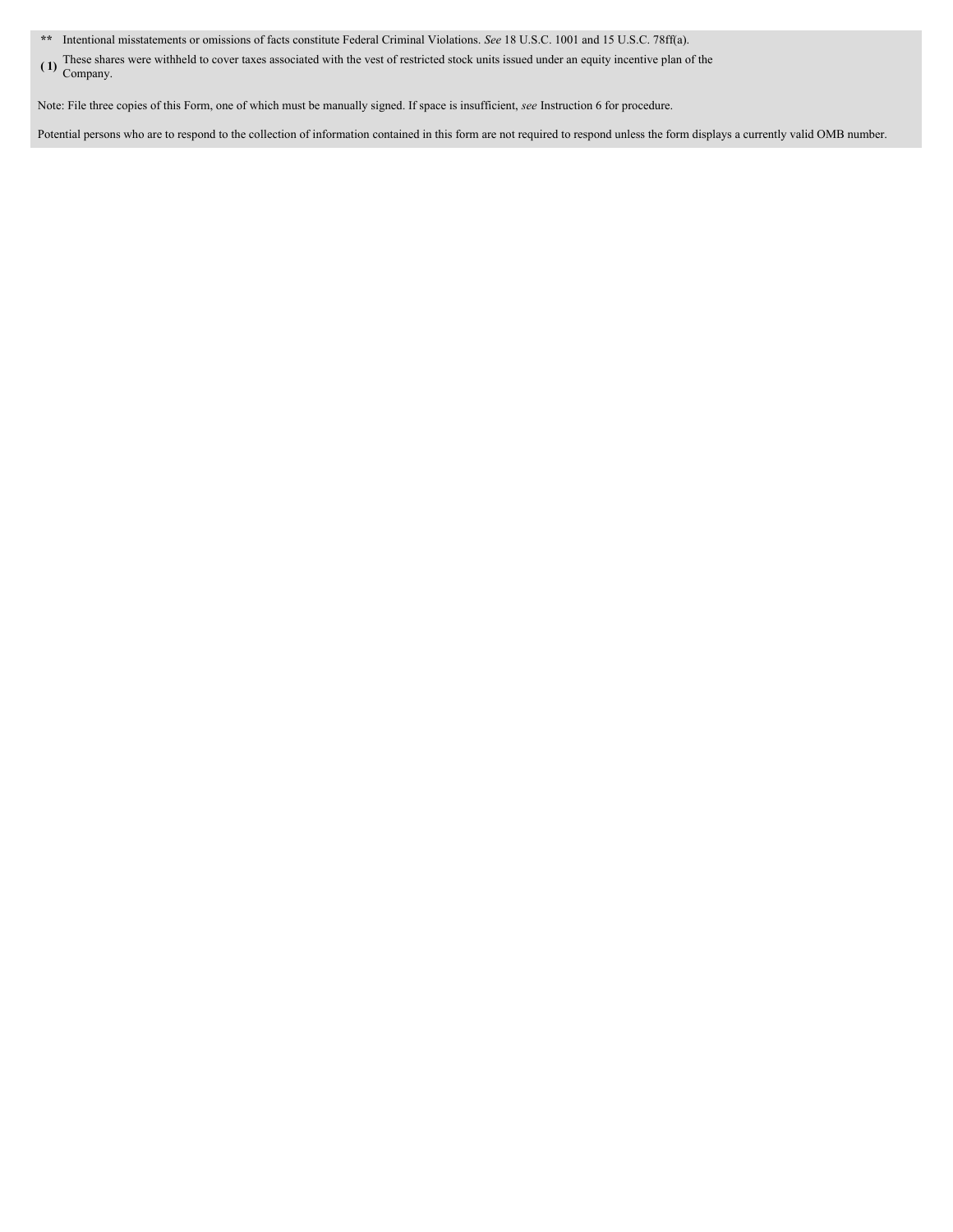** Intentional misstatements or omissions of facts constitute Federal Criminal Violations. *See* 18 U.S.C. 1001 and 15 U.S.C. 78ff(a).

(1) These shares were withheld to cover taxes associated with the vest of restricted stock units issued under an equity incentive plan of the Company.

Note: File three copies of this Form, one of which must be manually signed. If space is insufficient, *see* Instruction 6 for procedure.

Potential persons who are to respond to the collection of information contained in this form are not required to respond unless the form displays a currently valid OMB number.